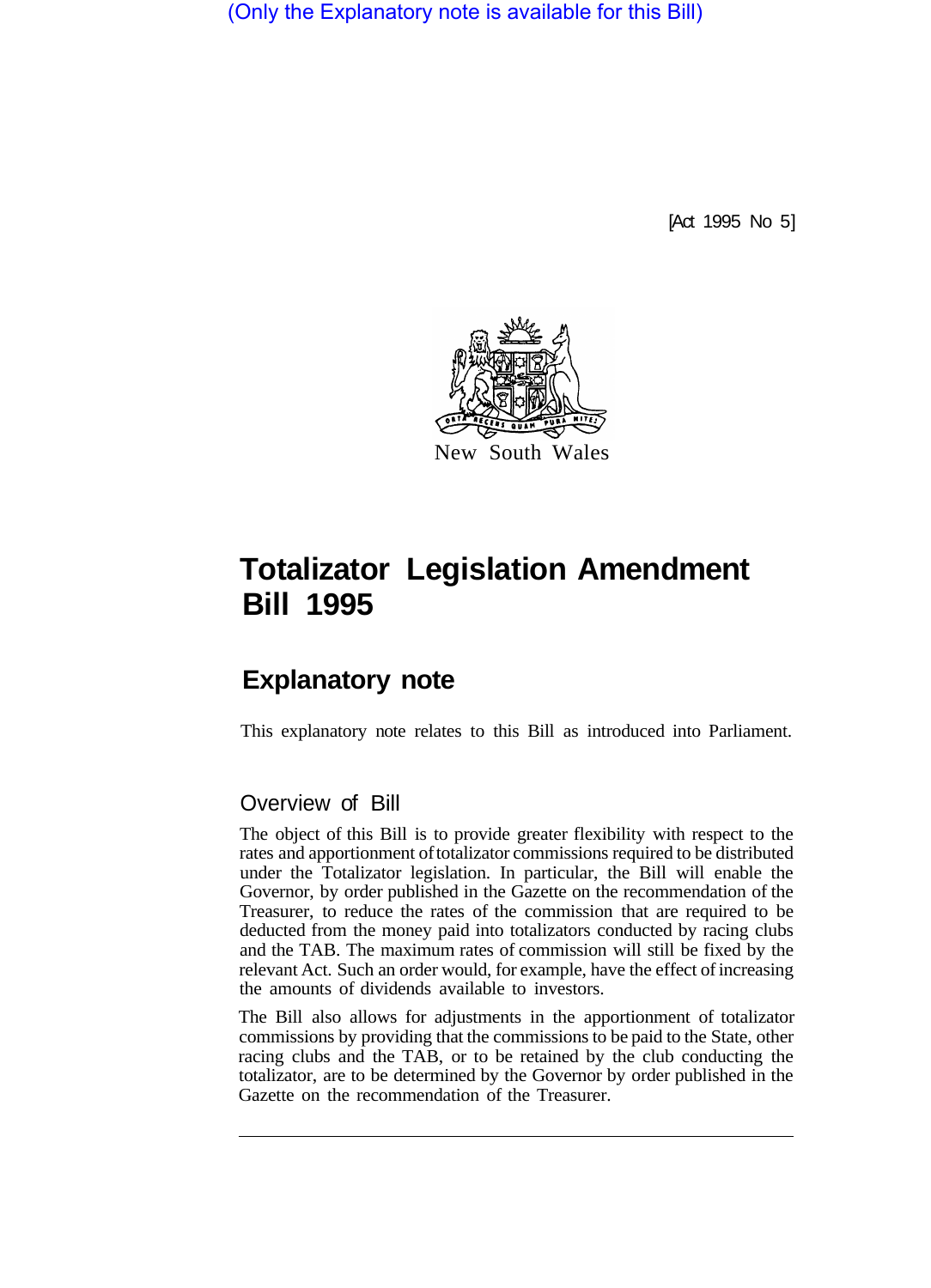(Only the Explanatory note is available for this Bill)

[Act 1995 No 5]

New South Wales

# Totalizator Legislation Amendment Bill 1995

## Explanatory note

This explanatory note relates to this Bill as introduced into Parliament.

### Overview of Bill

The object of this Bill is to provide greater flexibility with respect to the rates and apportionment of totalizator commissions required to be distributed under the Totalizator legislation. In particular, the Bill will enable the Governor, by order published in the Gazette on the recommendation of the Treasurer, to reduce the rates of the commission that are required to be deducted from the money paid into totalizators conducted by racing clubs and the TAB. The maximum rates of commission will still be fixed by the relevant Act. Such an order would, for example, have the effect of increasing the amounts of dividends available to investors.

The Bill also allows for adjustments in the apportionment of totalizator commissions by providing that the commissions to be paid to the State, other racing clubs and the TAB, or to be retained by the club conducting the totalizator, are to be determined by the Governor by order published in the Gazette on the recommendation of the Treasurer.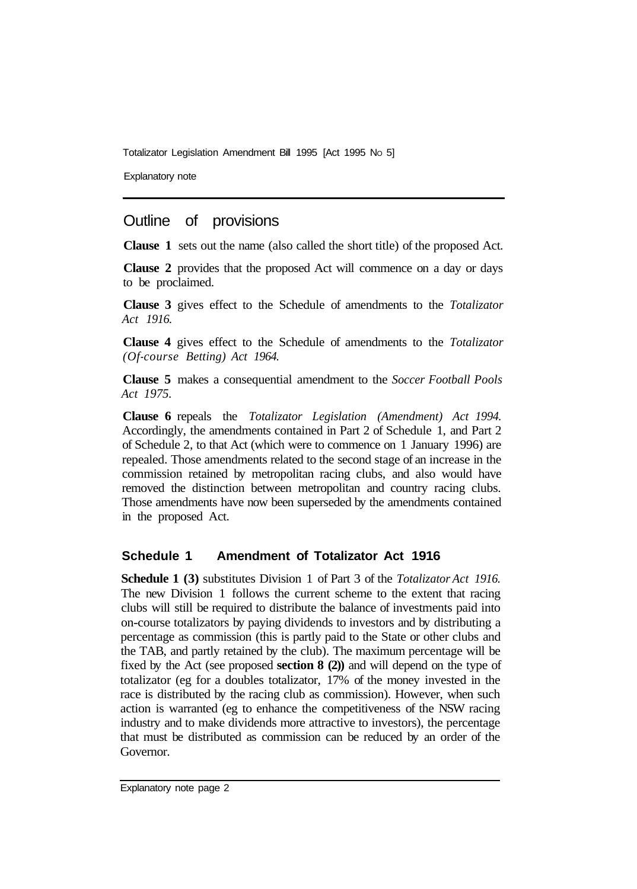## Outline of provisions

**Clause 1** sets out the name (also called the short title) of the proposed Act.

**Clause 2** provides that the proposed Act will commence on a day or days to be proclaimed.

**Clause 3** gives effect to the Schedule of amendments to the *Totalizator Act 1916.*

**Clause 4** gives effect to the Schedule of amendments to the *Totalizator (Of-course Betting) Act 1964.*

**Clause 5** makes a consequential amendment to the *Soccer Football Pools Act 1975.*

**Clause 6** repeals the *Totalizator Legislation (Amendment) Act 1994.* Accordingly, the amendments contained in Part 2 of Schedule 1, and Part 2 of Schedule 2, to that Act (which were to commence on 1 January 1996) are repealed. Those amendments related to the second stage of an increase in the commission retained by metropolitan racing clubs, and also would have removed the distinction between metropolitan and country racing clubs. Those amendments have now been superseded by the amendments contained in the proposed Act.

### Schedule 1 Amendment of Totalizator Act 1916

**Schedule 1 (3)** substitutes Division 1 of Part 3 of the *Totalizator Act 1916.* The new Division 1 follows the current scheme to the extent that racing clubs will still be required to distribute the balance of investments paid into on-course totalizators by paying dividends to investors and by distributing a percentage as commission (this is partly paid to the State or other clubs and the TAB, and partly retained by the club). The maximum percentage will be fixed by the Act (see proposed **section 8 (2))** and will depend on the type of totalizator (eg for a doubles totalizator, 17% of the money invested in the race is distributed by the racing club as commission). However, when such action is warranted (eg to enhance the competitiveness of the NSW racing industry and to make dividends more attractive to investors), the percentage that must be distributed as commission can be reduced by an order of the Governor.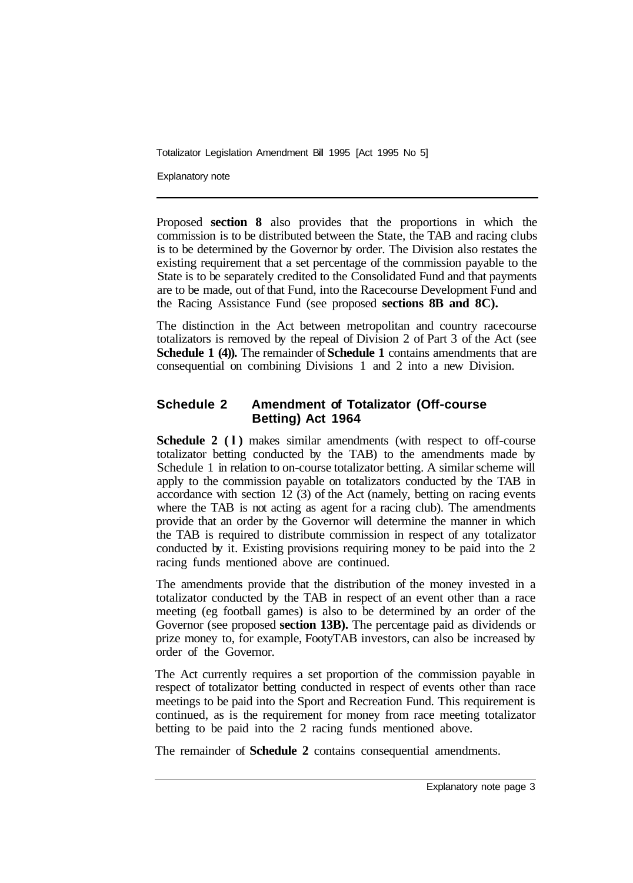Proposed **section 8** also provides that the proportions in which the commission is to be distributed between the State, the TAB and racing clubs is to be determined by the Governor by order. The Division also restates the existing requirement that a set percentage of the commission payable to the State is to be separately credited to the Consolidated Fund and that payments are to be made, out of that Fund, into the Racecourse Development Fund and the Racing Assistance Fund (see proposed **sections 8B and 8C).**

The distinction in the Act between metropolitan and country racecourse totalizators is removed by the repeal of Division 2 of Part 3 of the Act (see **Schedule 1 (4)).** The remainder of **Schedule 1** contains amendments that are consequential on combining Divisions 1 and 2 into a new Division.

## Schedule 2 Amendment of Totalizator (Off-course Betting) Act 1964

**Schedule 2 (1)** makes similar amendments (with respect to off-course totalizator betting conducted by the TAB) to the amendments made by Schedule 1 in relation to on-course totalizator betting. A similar scheme will apply to the commission payable on totalizators conducted by the TAB in accordance with section 12 (3) of the Act (namely, betting on racing events where the TAB is not acting as agent for a racing club). The amendments provide that an order by the Governor will determine the manner in which the TAB is required to distribute commission in respect of any totalizator conducted by it. Existing provisions requiring money to be paid into the 2 racing funds mentioned above are continued.

The amendments provide that the distribution of the money invested in a totalizator conducted by the TAB in respect of an event other than a race meeting (eg football games) is also to be determined by an order of the Governor (see proposed **section 13B).** The percentage paid as dividends or prize money to, for example, FootyTAB investors, can also be increased by order of the Governor.

The Act currently requires a set proportion of the commission payable in respect of totalizator betting conducted in respect of events other than race meetings to be paid into the Sport and Recreation Fund. This requirement is continued, as is the requirement for money from race meeting totalizator betting to be paid into the 2 racing funds mentioned above.

The remainder of **Schedule 2** contains consequential amendments.